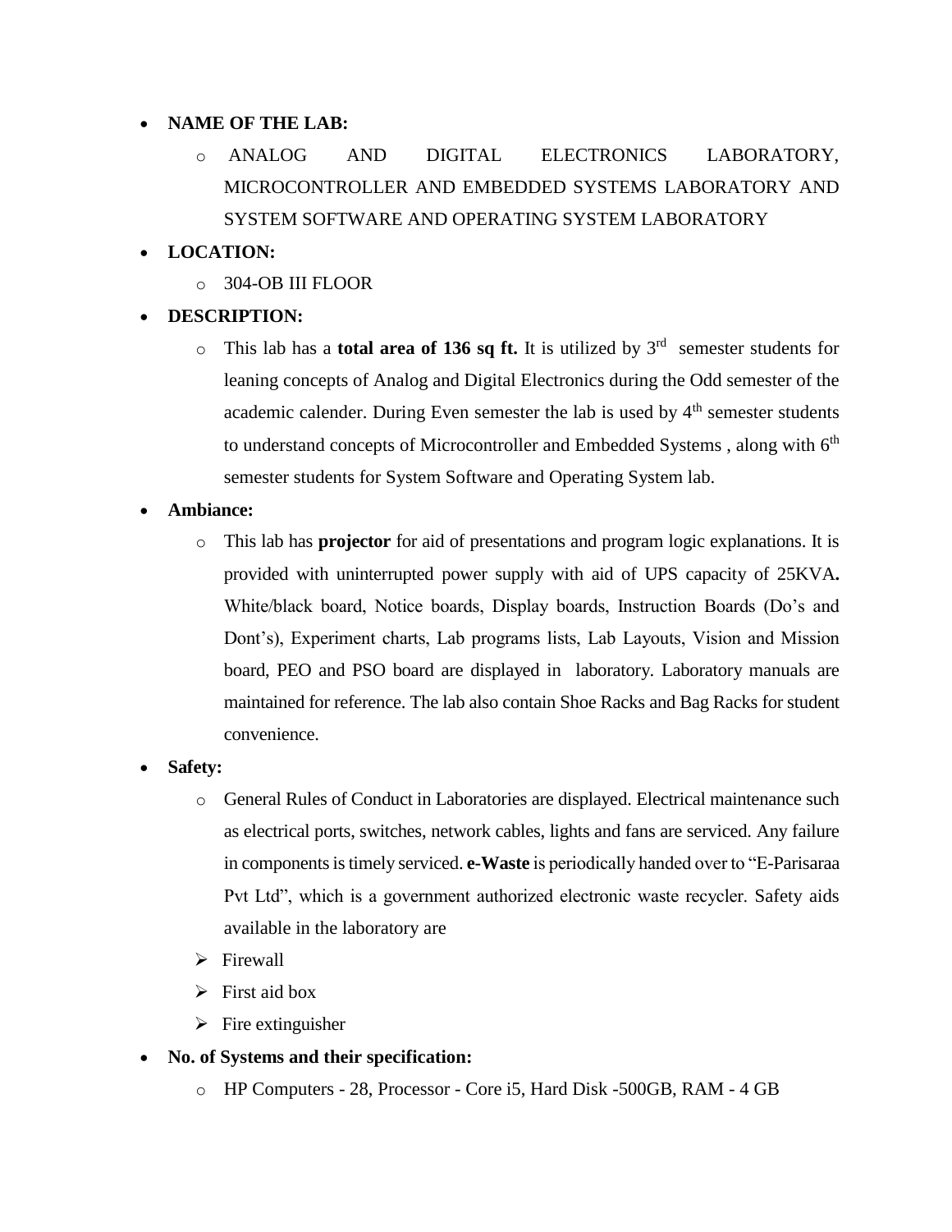- **NAME OF THE LAB:**
  - ANALOG AND DIGITAL ELECTRONICS LABORATORY, MICROCONTROLLER AND EMBEDDED SYSTEMS LABORATORY AND SYSTEM SOFTWARE AND OPERATING SYSTEM LABORATORY
- **LOCATION:**
  - 304-OB III FLOOR
- **DESCRIPTION:**
  - This lab has a **total area of 136 sq ft.** It is utilized by 3rd semester students for leaning concepts of Analog and Digital Electronics during the Odd semester of the academic calender. During Even semester the lab is used by 4th semester students to understand concepts of Microcontroller and Embedded Systems , along with 6th semester students for System Software and Operating System lab.
- **Ambiance:**
  - This lab has **projector** for aid of presentations and program logic explanations. It is provided with uninterrupted power supply with aid of UPS capacity of 25KVA**.** White/black board, Notice boards, Display boards, Instruction Boards (Do's and Dont's), Experiment charts, Lab programs lists, Lab Layouts, Vision and Mission board, PEO and PSO board are displayed in laboratory. Laboratory manuals are maintained for reference. The lab also contain Shoe Racks and Bag Racks for student convenience.
- **Safety:**
  - General Rules of Conduct in Laboratories are displayed. Electrical maintenance such as electrical ports, switches, network cables, lights and fans are serviced. Any failure in components is timely serviced. **e-Waste** is periodically handed over to "E-Parisaraa Pvt Ltd", which is a government authorized electronic waste recycler. Safety aids available in the laboratory are
  - Firewall
  - First aid box
  - Fire extinguisher
- **No. of Systems and their specification:**
  - HP Computers - 28, Processor - Core i5, Hard Disk -500GB, RAM - 4 GB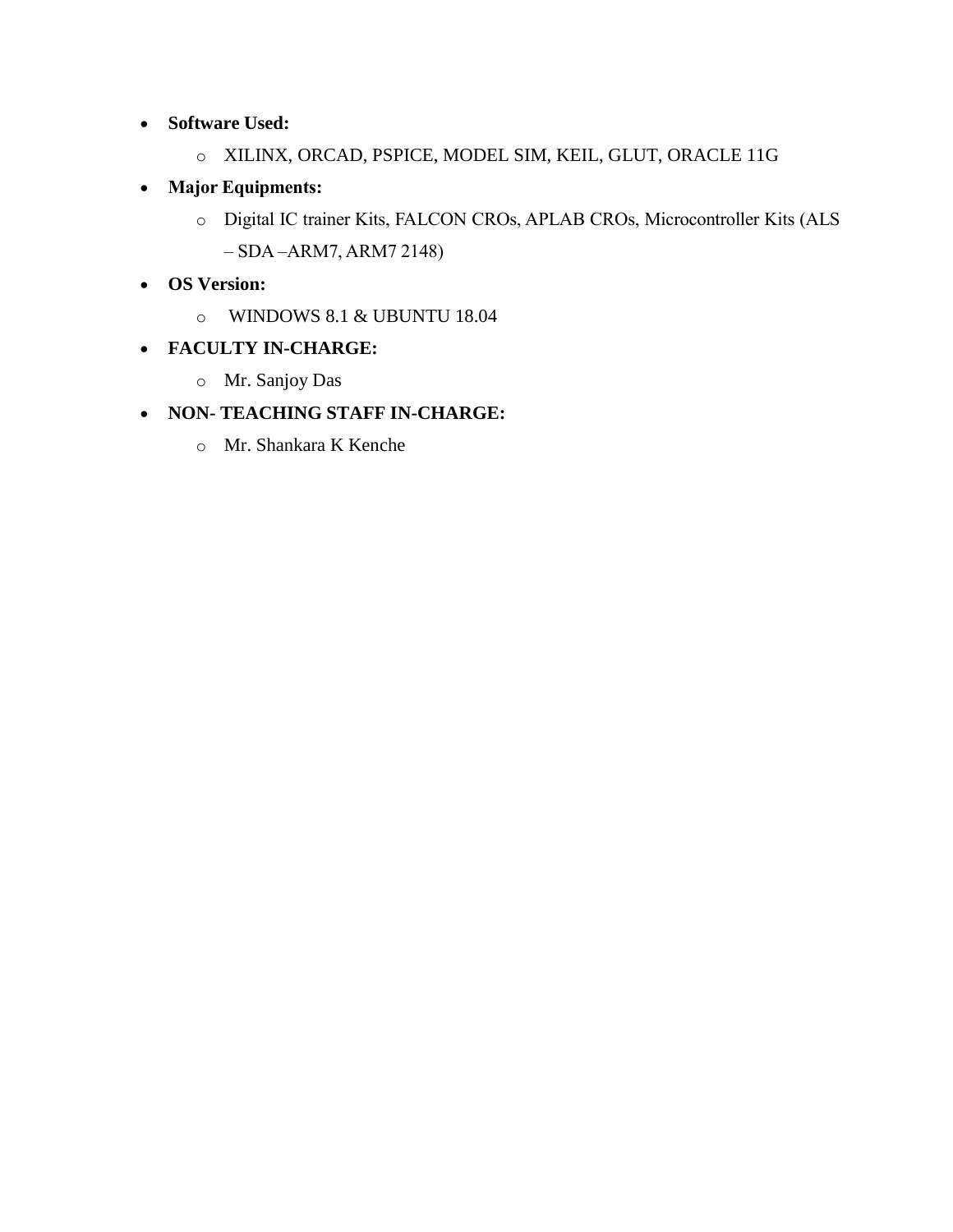- **Software Used:**
    - XILINX, ORCAD, PSPICE, MODEL SIM, KEIL, GLUT, ORACLE 11G
- **Major Equipments:**
    - Digital IC trainer Kits, FALCON CROs, APLAB CROs, Microcontroller Kits (ALS – SDA –ARM7, ARM7 2148)
- **OS Version:**
    - WINDOWS 8.1 & UBUNTU 18.04
- **FACULTY IN-CHARGE:**
    - Mr. Sanjoy Das
- **NON- TEACHING STAFF IN-CHARGE:**
    - Mr. Shankara K Kenche